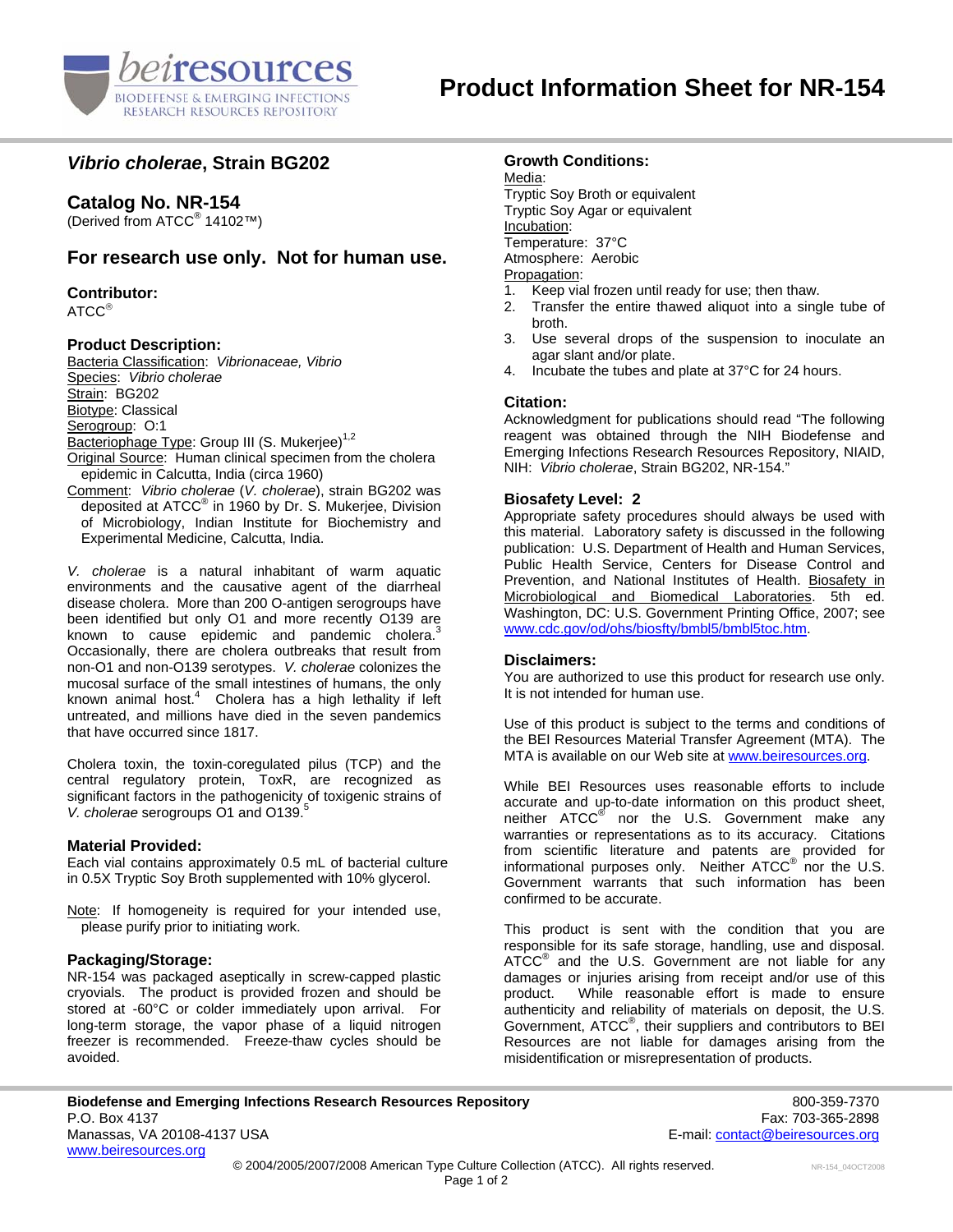# Product Information Sheet for NR-154

## *Vibrio cholerae*, Strain BG202

## Catalog No. NR-154

(Derived from ATCC® 14102™)

## For research use only. Not for human use.

### Contributor:

ATCC®

### Product Description:

Bacteria Classification: *Vibrionaceae, Vibrio*
Species: *Vibrio cholerae*
Strain: BG202
Biotype: Classical
Serogroup: O:1
Bacteriophage Type: Group III (S. Mukerjee)[1,2]
Original Source: Human clinical specimen from the cholera epidemic in Calcutta, India (circa 1960)
Comment: *Vibrio cholerae* (*V. cholerae*), strain BG202 was deposited at ATCC® in 1960 by Dr. S. Mukerjee, Division of Microbiology, Indian Institute for Biochemistry and Experimental Medicine, Calcutta, India.

*V. cholerae* is a natural inhabitant of warm aquatic environments and the causative agent of the diarrheal disease cholera. More than 200 O-antigen serogroups have been identified but only O1 and more recently O139 are known to cause epidemic and pandemic cholera.[3] Occasionally, there are cholera outbreaks that result from non-O1 and non-O139 serotypes. *V. cholerae* colonizes the mucosal surface of the small intestines of humans, the only known animal host.[4] Cholera has a high lethality if left untreated, and millions have died in the seven pandemics that have occurred since 1817.

Cholera toxin, the toxin-coregulated pilus (TCP) and the central regulatory protein, ToxR, are recognized as significant factors in the pathogenicity of toxigenic strains of *V. cholerae* serogroups O1 and O139.[5]

### Material Provided:

Each vial contains approximately 0.5 mL of bacterial culture in 0.5X Tryptic Soy Broth supplemented with 10% glycerol.

Note: If homogeneity is required for your intended use, please purify prior to initiating work.

### Packaging/Storage:

NR-154 was packaged aseptically in screw-capped plastic cryovials. The product is provided frozen and should be stored at -60°C or colder immediately upon arrival. For long-term storage, the vapor phase of a liquid nitrogen freezer is recommended. Freeze-thaw cycles should be avoided.

### Growth Conditions:

Media:
Tryptic Soy Broth or equivalent
Tryptic Soy Agar or equivalent
Incubation:
Temperature: 37°C
Atmosphere: Aerobic
Propagation:

1. Keep vial frozen until ready for use; then thaw.
2. Transfer the entire thawed aliquot into a single tube of broth.
3. Use several drops of the suspension to inoculate an agar slant and/or plate.
4. Incubate the tubes and plate at 37°C for 24 hours.

### Citation:

Acknowledgment for publications should read "The following reagent was obtained through the NIH Biodefense and Emerging Infections Research Resources Repository, NIAID, NIH: *Vibrio cholerae*, Strain BG202, NR-154."

### Biosafety Level: 2

Appropriate safety procedures should always be used with this material. Laboratory safety is discussed in the following publication: U.S. Department of Health and Human Services, Public Health Service, Centers for Disease Control and Prevention, and National Institutes of Health. Biosafety in Microbiological and Biomedical Laboratories. 5th ed. Washington, DC: U.S. Government Printing Office, 2007; see www.cdc.gov/od/ohs/biosfty/bmbl5/bmbl5toc.htm.

### Disclaimers:

You are authorized to use this product for research use only. It is not intended for human use.

Use of this product is subject to the terms and conditions of the BEI Resources Material Transfer Agreement (MTA). The MTA is available on our Web site at www.beiresources.org.

While BEI Resources uses reasonable efforts to include accurate and up-to-date information on this product sheet, neither ATCC® nor the U.S. Government make any warranties or representations as to its accuracy. Citations from scientific literature and patents are provided for informational purposes only. Neither ATCC® nor the U.S. Government warrants that such information has been confirmed to be accurate.

This product is sent with the condition that you are responsible for its safe storage, handling, use and disposal. ATCC® and the U.S. Government are not liable for any damages or injuries arising from receipt and/or use of this product. While reasonable effort is made to ensure authenticity and reliability of materials on deposit, the U.S. Government, ATCC®, their suppliers and contributors to BEI Resources are not liable for damages arising from the misidentification or misrepresentation of products.

**Biodefense and Emerging Infections Research Resources Repository**
P.O. Box 4137
Manassas, VA 20108-4137 USA
www.beiresources.org

800-359-7370
Fax: 703-365-2898
E-mail: contact@beiresources.org

© 2004/2005/2007/2008 American Type Culture Collection (ATCC). All rights reserved.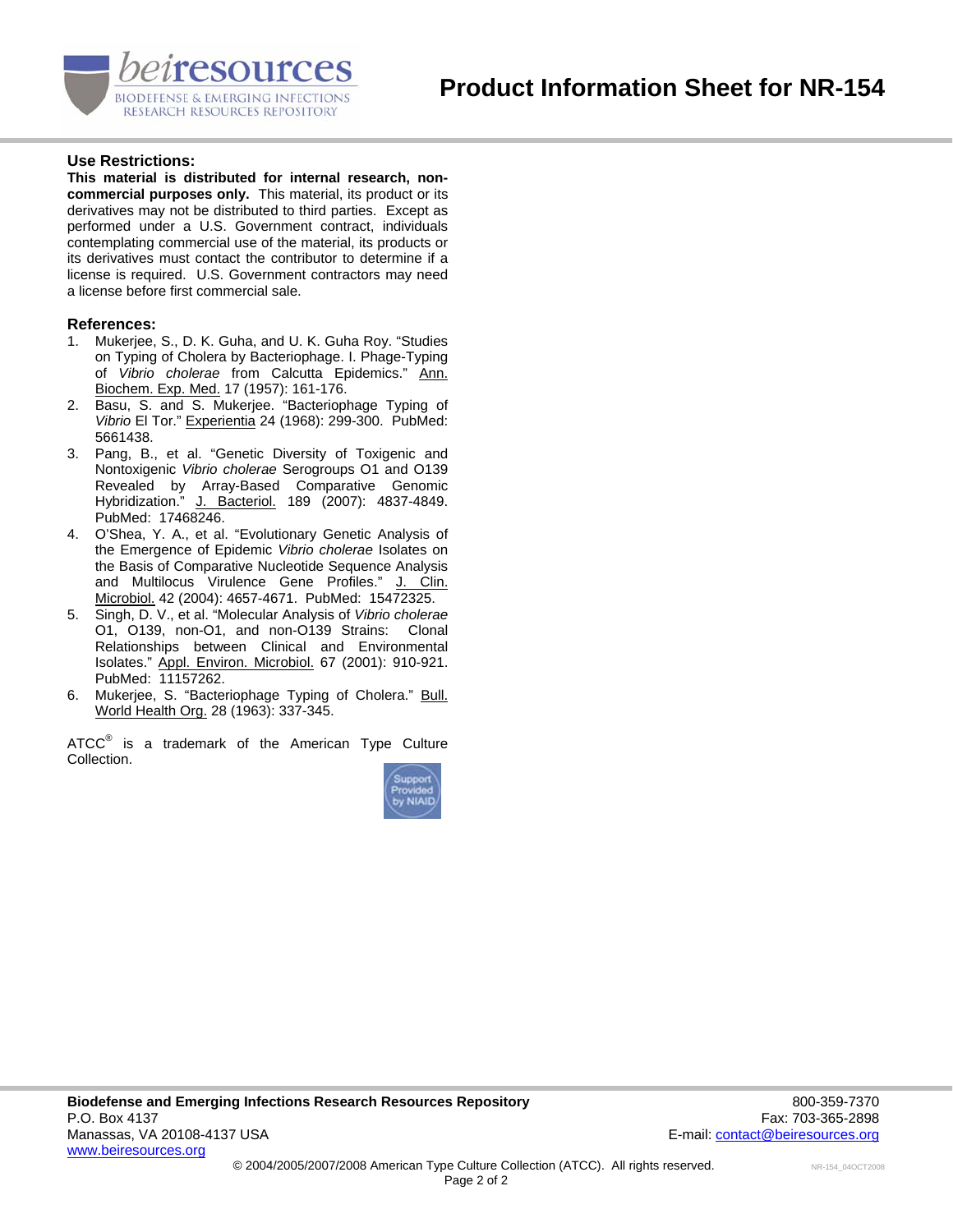## Use Restrictions:

**This material is distributed for internal research, non-commercial purposes only.** This material, its product or its derivatives may not be distributed to third parties. Except as performed under a U.S. Government contract, individuals contemplating commercial use of the material, its products or its derivatives must contact the contributor to determine if a license is required. U.S. Government contractors may need a license before first commercial sale.

## References:

1. Mukerjee, S., D. K. Guha, and U. K. Guha Roy. "Studies on Typing of Cholera by Bacteriophage. I. Phage-Typing of *Vibrio cholerae* from Calcutta Epidemics." Ann. Biochem. Exp. Med. 17 (1957): 161-176.
2. Basu, S. and S. Mukerjee. "Bacteriophage Typing of *Vibrio* El Tor." Experientia 24 (1968): 299-300. PubMed: 5661438.
3. Pang, B., et al. "Genetic Diversity of Toxigenic and Nontoxigenic *Vibrio cholerae* Serogroups O1 and O139 Revealed by Array-Based Comparative Genomic Hybridization." J. Bacteriol. 189 (2007): 4837-4849. PubMed: 17468246.
4. O'Shea, Y. A., et al. "Evolutionary Genetic Analysis of the Emergence of Epidemic *Vibrio cholerae* Isolates on the Basis of Comparative Nucleotide Sequence Analysis and Multilocus Virulence Gene Profiles." J. Clin. Microbiol. 42 (2004): 4657-4671. PubMed: 15472325.
5. Singh, D. V., et al. "Molecular Analysis of *Vibrio cholerae* O1, O139, non-O1, and non-O139 Strains: Clonal Relationships between Clinical and Environmental Isolates." Appl. Environ. Microbiol. 67 (2001): 910-921. PubMed: 11157262.
6. Mukerjee, S. "Bacteriophage Typing of Cholera." Bull. World Health Org. 28 (1963): 337-345.

ATCC® is a trademark of the American Type Culture Collection.

Support Provided by NIAID

**Biodefense and Emerging Infections Research Resources Repository**
P.O. Box 4137
Manassas, VA 20108-4137 USA
www.beiresources.org

800-359-7370
Fax: 703-365-2898
E-mail: contact@beiresources.org

© 2004/2005/2007/2008 American Type Culture Collection (ATCC). All rights reserved.

NR-154_04OCT2008